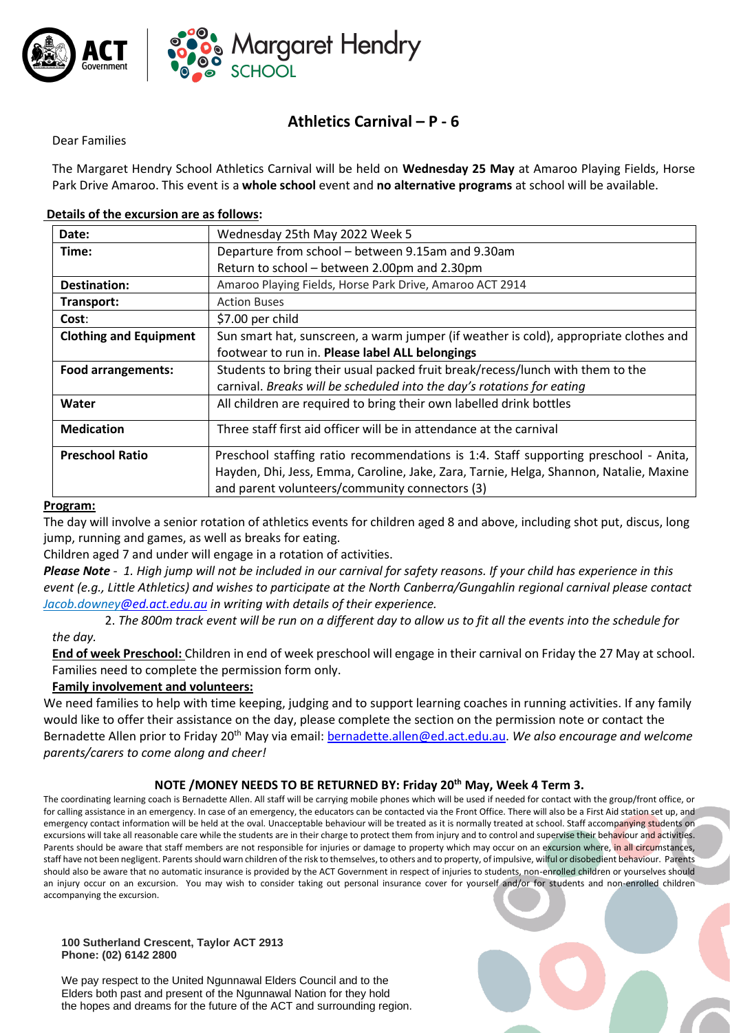# Athletics Carnival – P - 6

Dear Families

The Margaret Hendry School Athletics Carnival will be held on **Wednesday 25 May** at Amaroo Playing Fields, Horse Park Drive Amaroo. This event is a **whole school** event and **no alternative programs** at school will be available.

**Details of the excursion are as follows:**

| | |
|---|---|
| **Date:** | Wednesday 25th May 2022 Week 5 |
| **Time:** | Departure from school – between 9.15am and 9.30am<br>Return to school – between 2.00pm and 2.30pm |
| **Destination:** | Amaroo Playing Fields, Horse Park Drive, Amaroo ACT 2914 |
| **Transport:** | Action Buses |
| **Cost:** | $7.00 per child |
| **Clothing and Equipment** | Sun smart hat, sunscreen, a warm jumper (if weather is cold), appropriate clothes and footwear to run in. **Please label ALL belongings** |
| **Food arrangements:** | Students to bring their usual packed fruit break/recess/lunch with them to the carnival. *Breaks will be scheduled into the day's rotations for eating* |
| **Water** | All children are required to bring their own labelled drink bottles |
| **Medication** | Three staff first aid officer will be in attendance at the carnival |
| **Preschool Ratio** | Preschool staffing ratio recommendations is 1:4. Staff supporting preschool - Anita, Hayden, Dhi, Jess, Emma, Caroline, Jake, Zara, Tarnie, Helga, Shannon, Natalie, Maxine and parent volunteers/community connectors (3) |

**Program:**

The day will involve a senior rotation of athletics events for children aged 8 and above, including shot put, discus, long jump, running and games, as well as breaks for eating.

Children aged 7 and under will engage in a rotation of activities.

***Please Note*** *- 1. High jump will not be included in our carnival for safety reasons. If your child has experience in this event (e.g., Little Athletics) and wishes to participate at the North Canberra/Gungahlin regional carnival please contact Jacob.downey@ed.act.edu.au in writing with details of their experience.*

*2. The 800m track event will be run on a different day to allow us to fit all the events into the schedule for the day.*

**End of week Preschool:** Children in end of week preschool will engage in their carnival on Friday the 27 May at school. Families need to complete the permission form only.

**Family involvement and volunteers:**

We need families to help with time keeping, judging and to support learning coaches in running activities. If any family would like to offer their assistance on the day, please complete the section on the permission note or contact the Bernadette Allen prior to Friday 20th May via email: bernadette.allen@ed.act.edu.au. *We also encourage and welcome parents/carers to come along and cheer!*

**NOTE /MONEY NEEDS TO BE RETURNED BY: Friday 20th May, Week 4 Term 3.**

The coordinating learning coach is Bernadette Allen. All staff will be carrying mobile phones which will be used if needed for contact with the group/front office, or for calling assistance in an emergency. In case of an emergency, the educators can be contacted via the Front Office. There will also be a First Aid station set up, and emergency contact information will be held at the oval. Unacceptable behaviour will be treated as it is normally treated at school. Staff accompanying students on excursions will take all reasonable care while the students are in their charge to protect them from injury and to control and supervise their behaviour and activities. Parents should be aware that staff members are not responsible for injuries or damage to property which may occur on an excursion where, in all circumstances, staff have not been negligent. Parents should warn children of the risk to themselves, to others and to property, of impulsive, wilful or disobedient behaviour. Parents should also be aware that no automatic insurance is provided by the ACT Government in respect of injuries to students, non-enrolled children or yourselves should an injury occur on an excursion. You may wish to consider taking out personal insurance cover for yourself and/or for students and non-enrolled children accompanying the excursion.

**100 Sutherland Crescent, Taylor ACT 2913**
**Phone: (02) 6142 2800**

We pay respect to the United Ngunnawal Elders Council and to the Elders both past and present of the Ngunnawal Nation for they hold the hopes and dreams for the future of the ACT and surrounding region.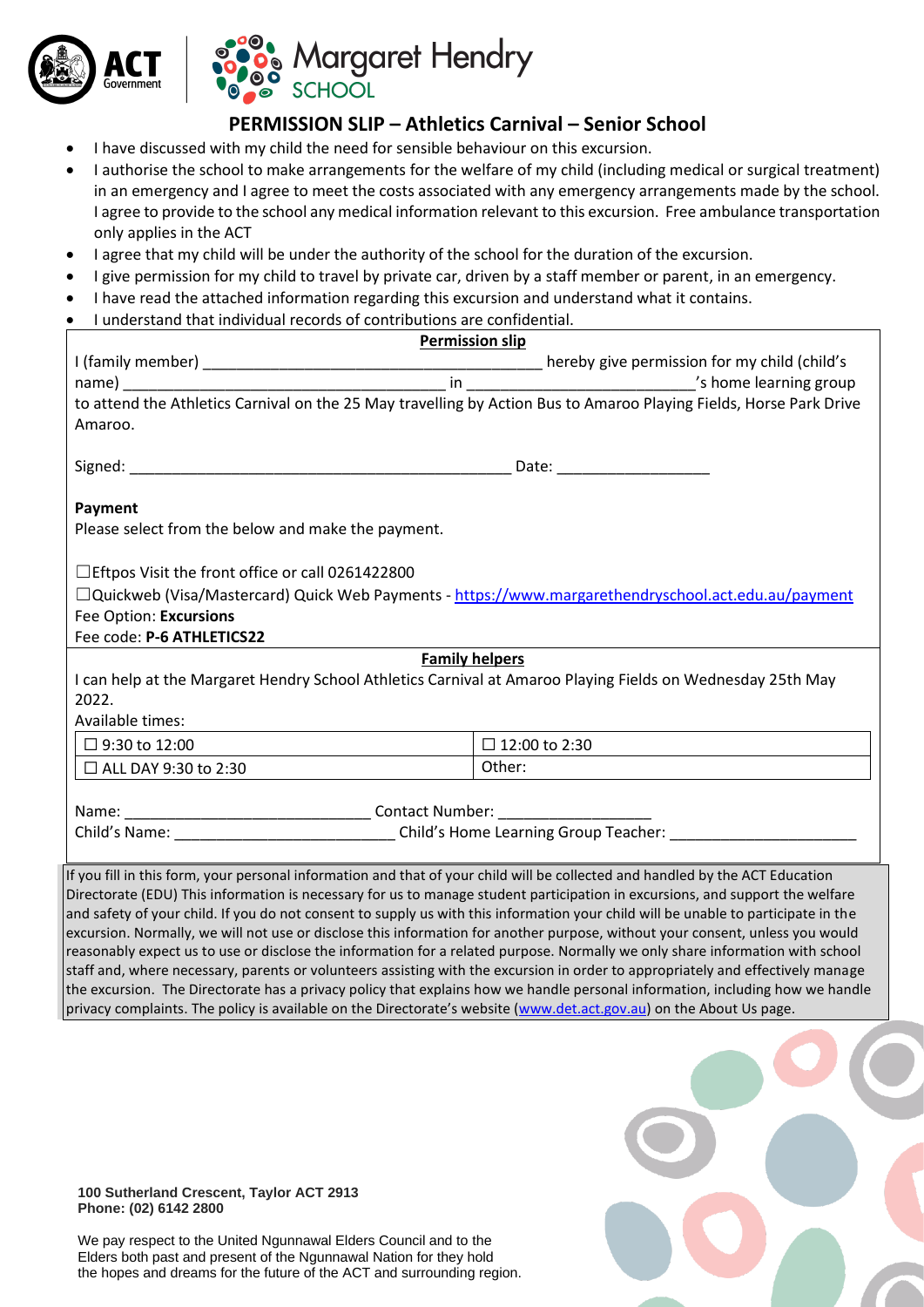# PERMISSION SLIP – Athletics Carnival – Senior School

- I have discussed with my child the need for sensible behaviour on this excursion.
- I authorise the school to make arrangements for the welfare of my child (including medical or surgical treatment) in an emergency and I agree to meet the costs associated with any emergency arrangements made by the school. I agree to provide to the school any medical information relevant to this excursion. Free ambulance transportation only applies in the ACT
- I agree that my child will be under the authority of the school for the duration of the excursion.
- I give permission for my child to travel by private car, driven by a staff member or parent, in an emergency.
- I have read the attached information regarding this excursion and understand what it contains.
- I understand that individual records of contributions are confidential.

## Permission slip

I (family member) ________________________________________ hereby give permission for my child (child's name) ______________________________________ in ___________________________'s home learning group to attend the Athletics Carnival on the 25 May travelling by Action Bus to Amaroo Playing Fields, Horse Park Drive Amaroo.

Signed: _______________________________________________ Date: __________________

**Payment**

Please select from the below and make the payment.

☐Eftpos Visit the front office or call 0261422800

☐Quickweb (Visa/Mastercard) Quick Web Payments - https://www.margarethendryschool.act.edu.au/payment

Fee Option: **Excursions**

Fee code: **P-6 ATHLETICS22**

## Family helpers

I can help at the Margaret Hendry School Athletics Carnival at Amaroo Playing Fields on Wednesday 25th May 2022.

Available times:

| | |
|---|---|
| ☐ 9:30 to 12:00 | ☐ 12:00 to 2:30 |
| ☐ ALL DAY 9:30 to 2:30 | Other: |

Name: _____________________________ Contact Number: __________________

Child's Name: _________________________ Child's Home Learning Group Teacher: ______________________

If you fill in this form, your personal information and that of your child will be collected and handled by the ACT Education Directorate (EDU) This information is necessary for us to manage student participation in excursions, and support the welfare and safety of your child. If you do not consent to supply us with this information your child will be unable to participate in the excursion. Normally, we will not use or disclose this information for another purpose, without your consent, unless you would reasonably expect us to use or disclose the information for a related purpose. Normally we only share information with school staff and, where necessary, parents or volunteers assisting with the excursion in order to appropriately and effectively manage the excursion. The Directorate has a privacy policy that explains how we handle personal information, including how we handle privacy complaints. The policy is available on the Directorate's website (www.det.act.gov.au) on the About Us page.

**100 Sutherland Crescent, Taylor ACT 2913**
**Phone: (02) 6142 2800**

We pay respect to the United Ngunnawal Elders Council and to the Elders both past and present of the Ngunnawal Nation for they hold the hopes and dreams for the future of the ACT and surrounding region.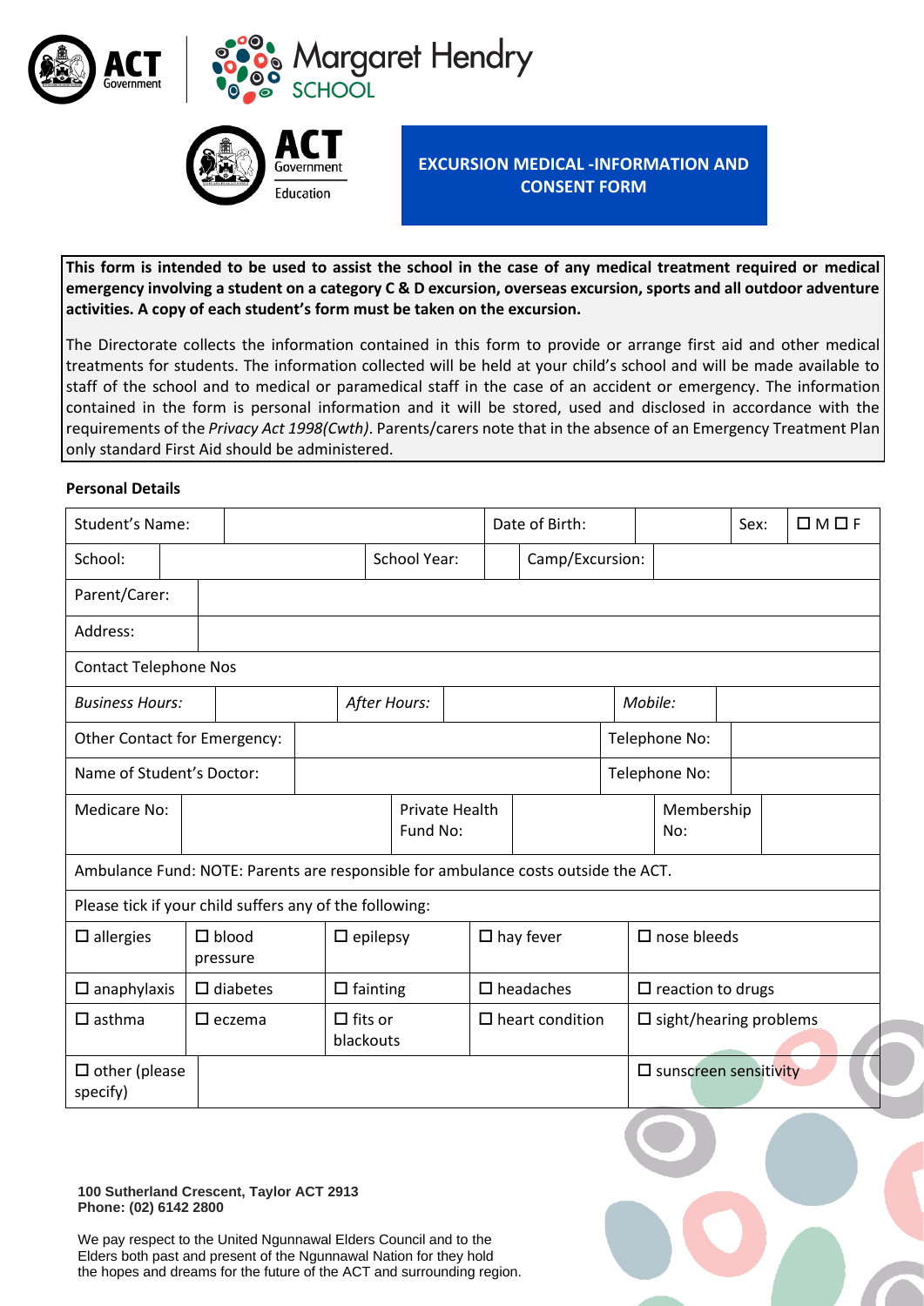# EXCURSION MEDICAL -INFORMATION AND CONSENT FORM

**This form is intended to be used to assist the school in the case of any medical treatment required or medical emergency involving a student on a category C & D excursion, overseas excursion, sports and all outdoor adventure activities. A copy of each student's form must be taken on the excursion.**

The Directorate collects the information contained in this form to provide or arrange first aid and other medical treatments for students. The information collected will be held at your child's school and will be made available to staff of the school and to medical or paramedical staff in the case of an accident or emergency. The information contained in the form is personal information and it will be stored, used and disclosed in accordance with the requirements of the *Privacy Act 1998(Cwth)*. Parents/carers note that in the absence of an Emergency Treatment Plan only standard First Aid should be administered.

**Personal Details**

| | | | | | |
|---|---|---|---|---|---|
| Student's Name: | | Date of Birth: | | Sex: | ☐ M ☐ F |
| School: | | School Year: | | Camp/Excursion: | |
| Parent/Carer: | | | | | |
| Address: | | | | | |
| Contact Telephone Nos | | | | | |
| *Business Hours:* | | *After Hours:* | | *Mobile:* | |
| Other Contact for Emergency: | | | | Telephone No: | |
| Name of Student's Doctor: | | | | Telephone No: | |
| Medicare No: | | Private Health Fund No: | | Membership No: | |
| Ambulance Fund: NOTE: Parents are responsible for ambulance costs outside the ACT. | | | | | |
| Please tick if your child suffers any of the following: | | | | | |
| ☐ allergies | ☐ blood pressure | ☐ epilepsy | ☐ hay fever | ☐ nose bleeds | |
| ☐ anaphylaxis | ☐ diabetes | ☐ fainting | ☐ headaches | ☐ reaction to drugs | |
| ☐ asthma | ☐ eczema | ☐ fits or blackouts | ☐ heart condition | ☐ sight/hearing problems | |
| ☐ other (please specify) | | | | ☐ sunscreen sensitivity | |

**100 Sutherland Crescent, Taylor ACT 2913**
**Phone: (02) 6142 2800**

We pay respect to the United Ngunnawal Elders Council and to the Elders both past and present of the Ngunnawal Nation for they hold the hopes and dreams for the future of the ACT and surrounding region.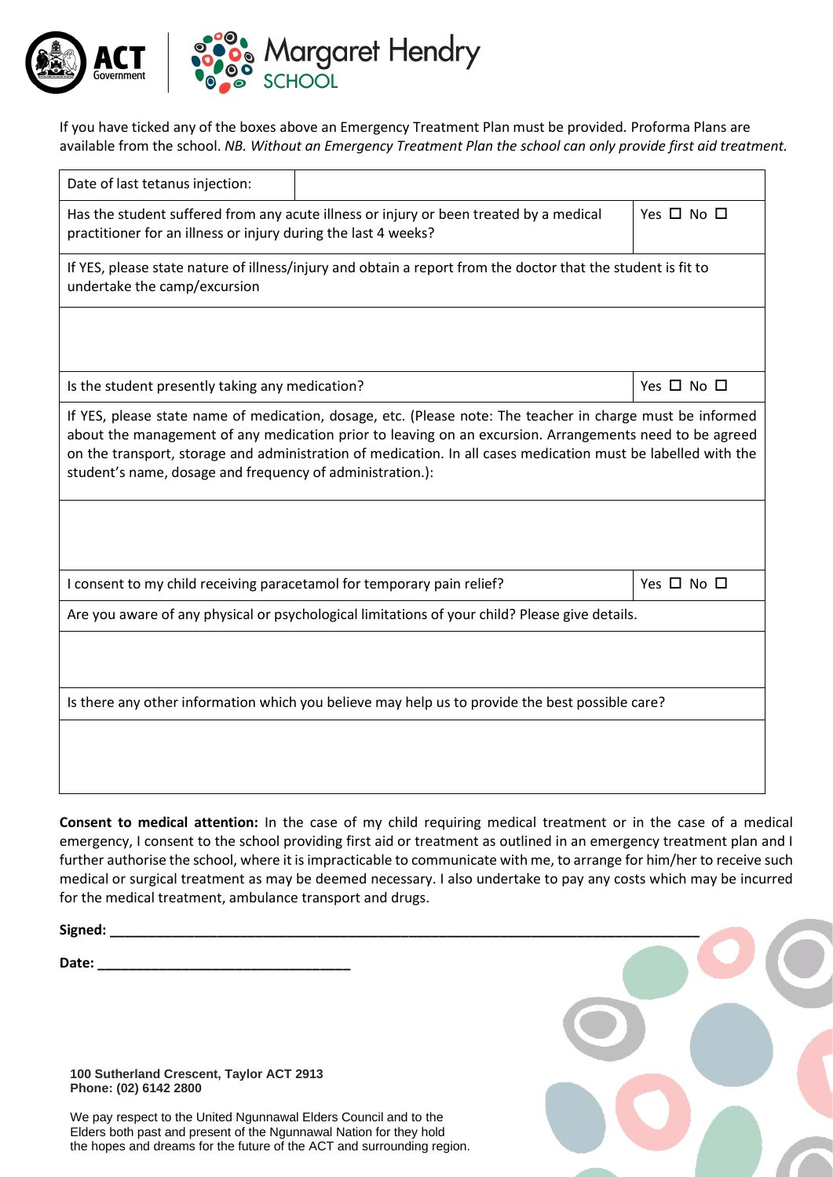If you have ticked any of the boxes above an Emergency Treatment Plan must be provided. Proforma Plans are available from the school. *NB. Without an Emergency Treatment Plan the school can only provide first aid treatment.*

| | |
|---|---|
| Date of last tetanus injection: | |
| Has the student suffered from any acute illness or injury or been treated by a medical practitioner for an illness or injury during the last 4 weeks? | Yes ☐ No ☐ |
| If YES, please state nature of illness/injury and obtain a report from the doctor that the student is fit to undertake the camp/excursion | |
| | |
| Is the student presently taking any medication? | Yes ☐ No ☐ |
| If YES, please state name of medication, dosage, etc. (Please note: The teacher in charge must be informed about the management of any medication prior to leaving on an excursion. Arrangements need to be agreed on the transport, storage and administration of medication. In all cases medication must be labelled with the student's name, dosage and frequency of administration.): | |
| | |
| I consent to my child receiving paracetamol for temporary pain relief? | Yes ☐ No ☐ |
| Are you aware of any physical or psychological limitations of your child? Please give details. | |
| | |
| Is there any other information which you believe may help us to provide the best possible care? | |
| | |

**Consent to medical attention:** In the case of my child requiring medical treatment or in the case of a medical emergency, I consent to the school providing first aid or treatment as outlined in an emergency treatment plan and I further authorise the school, where it is impracticable to communicate with me, to arrange for him/her to receive such medical or surgical treatment as may be deemed necessary. I also undertake to pay any costs which may be incurred for the medical treatment, ambulance transport and drugs.

**Signed:** ___________________________________________________________________________

**Date:** _________________________________

**100 Sutherland Crescent, Taylor ACT 2913**
**Phone: (02) 6142 2800**

We pay respect to the United Ngunnawal Elders Council and to the Elders both past and present of the Ngunnawal Nation for they hold the hopes and dreams for the future of the ACT and surrounding region.